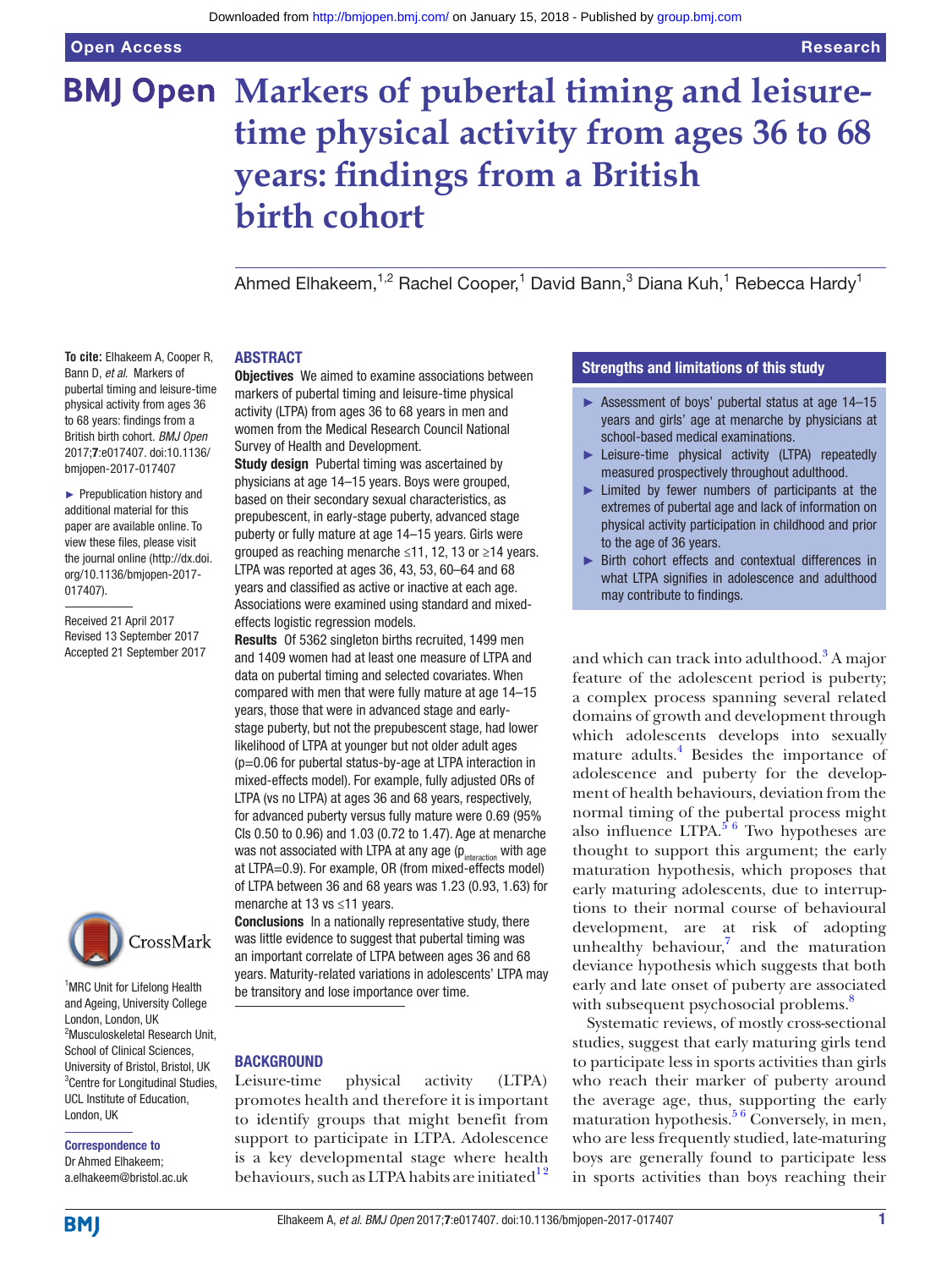# Markers of pubertal timing and leisure-time physical activity from ages 36 to 68 years: findings from a British birth cohort

Ahmed Elhakeem,[1,2] Rachel Cooper,[1] David Bann,[3] Diana Kuh,[1] Rebecca Hardy[1]

**To cite:** Elhakeem A, Cooper R, Bann D, *et al*. Markers of pubertal timing and leisure-time physical activity from ages 36 to 68 years: findings from a British birth cohort. *BMJ Open* 2017;**7**:e017407. doi:10.1136/bmjopen-2017-017407

► Prepublication history and additional material for this paper are available online. To view these files, please visit the journal online (http://dx.doi.org/10.1136/bmjopen-2017-017407).

Received 21 April 2017
Revised 13 September 2017
Accepted 21 September 2017

[1]MRC Unit for Lifelong Health and Ageing, University College London, London, UK
[2]Musculoskeletal Research Unit, School of Clinical Sciences, University of Bristol, Bristol, UK
[3]Centre for Longitudinal Studies, UCL Institute of Education, London, UK

**Correspondence to**
Dr Ahmed Elhakeem;
a.elhakeem@bristol.ac.uk

## ABSTRACT

**Objectives** We aimed to examine associations between markers of pubertal timing and leisure-time physical activity (LTPA) from ages 36 to 68 years in men and women from the Medical Research Council National Survey of Health and Development.

**Study design** Pubertal timing was ascertained by physicians at age 14–15 years. Boys were grouped, based on their secondary sexual characteristics, as prepubescent, in early-stage puberty, advanced stage puberty or fully mature at age 14–15 years. Girls were grouped as reaching menarche ≤11, 12, 13 or ≥14 years. LTPA was reported at ages 36, 43, 53, 60–64 and 68 years and classified as active or inactive at each age. Associations were examined using standard and mixed-effects logistic regression models.

**Results** Of 5362 singleton births recruited, 1499 men and 1409 women had at least one measure of LTPA and data on pubertal timing and selected covariates. When compared with men that were fully mature at age 14–15 years, those that were in advanced stage and early-stage puberty, but not the prepubescent stage, had lower likelihood of LTPA at younger but not older adult ages (p=0.06 for pubertal status-by-age at LTPA interaction in mixed-effects model). For example, fully adjusted ORs of LTPA (vs no LTPA) at ages 36 and 68 years, respectively, for advanced puberty versus fully mature were 0.69 (95% CIs 0.50 to 0.96) and 1.03 (0.72 to 1.47). Age at menarche was not associated with LTPA at any age ($p_{interaction}$ with age at LTPA=0.9). For example, OR (from mixed-effects model) of LTPA between 36 and 68 years was 1.23 (0.93, 1.63) for menarche at 13 vs ≤11 years.

**Conclusions** In a nationally representative study, there was little evidence to suggest that pubertal timing was an important correlate of LTPA between ages 36 and 68 years. Maturity-related variations in adolescents' LTPA may be transitory and lose importance over time.

### Strengths and limitations of this study

- Assessment of boys' pubertal status at age 14–15 years and girls' age at menarche by physicians at school-based medical examinations.
- Leisure-time physical activity (LTPA) repeatedly measured prospectively throughout adulthood.
- Limited by fewer numbers of participants at the extremes of pubertal age and lack of information on physical activity participation in childhood and prior to the age of 36 years.
- Birth cohort effects and contextual differences in what LTPA signifies in adolescence and adulthood may contribute to findings.

## BACKGROUND

Leisure-time physical activity (LTPA) promotes health and therefore it is important to identify groups that might benefit from support to participate in LTPA. Adolescence is a key developmental stage where health behaviours, such as LTPA habits are initiated[1,2] and which can track into adulthood.[3] A major feature of the adolescent period is puberty; a complex process spanning several related domains of growth and development through which adolescents develops into sexually mature adults.[4] Besides the importance of adolescence and puberty for the development of health behaviours, deviation from the normal timing of the pubertal process might also influence LTPA.[5,6] Two hypotheses are thought to support this argument; the early maturation hypothesis, which proposes that early maturing adolescents, due to interruptions to their normal course of behavioural development, are at risk of adopting unhealthy behaviour,[7] and the maturation deviance hypothesis which suggests that both early and late onset of puberty are associated with subsequent psychosocial problems.[8]

Systematic reviews, of mostly cross-sectional studies, suggest that early maturing girls tend to participate less in sports activities than girls who reach their marker of puberty around the average age, thus, supporting the early maturation hypothesis.[5,6] Conversely, in men, who are less frequently studied, late-maturing boys are generally found to participate less in sports activities than boys reaching their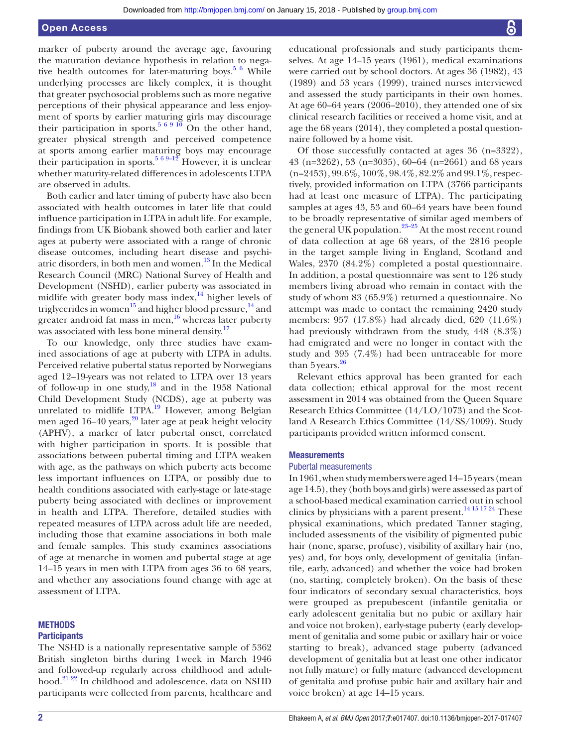marker of puberty around the average age, favouring the maturation deviance hypothesis in relation to negative health outcomes for later-maturing boys.[5 6] While underlying processes are likely complex, it is thought that greater psychosocial problems such as more negative perceptions of their physical appearance and less enjoyment of sports by earlier maturing girls may discourage their participation in sports.[5 6 9 10] On the other hand, greater physical strength and perceived competence at sports among earlier maturing boys may encourage their participation in sports.[5 6 9–12] However, it is unclear whether maturity-related differences in adolescents LTPA are observed in adults.

Both earlier and later timing of puberty have also been associated with health outcomes in later life that could influence participation in LTPA in adult life. For example, findings from UK Biobank showed both earlier and later ages at puberty were associated with a range of chronic disease outcomes, including heart disease and psychiatric disorders, in both men and women.[13] In the Medical Research Council (MRC) National Survey of Health and Development (NSHD), earlier puberty was associated in midlife with greater body mass index,[14] higher levels of triglycerides in women[15] and higher blood pressure,[14] and greater android fat mass in men,[16] whereas later puberty was associated with less bone mineral density.[17]

To our knowledge, only three studies have examined associations of age at puberty with LTPA in adults. Perceived relative pubertal status reported by Norwegians aged 12–19-years was not related to LTPA over 13 years of follow-up in one study,[18] and in the 1958 National Child Development Study (NCDS), age at puberty was unrelated to midlife LTPA.[19] However, among Belgian men aged 16–40 years,[20] later age at peak height velocity (APHV), a marker of later pubertal onset, correlated with higher participation in sports. It is possible that associations between pubertal timing and LTPA weaken with age, as the pathways on which puberty acts become less important influences on LTPA, or possibly due to health conditions associated with early-stage or late-stage puberty being associated with declines or improvement in health and LTPA. Therefore, detailed studies with repeated measures of LTPA across adult life are needed, including those that examine associations in both male and female samples. This study examines associations of age at menarche in women and pubertal stage at age 14–15 years in men with LTPA from ages 36 to 68 years, and whether any associations found change with age at assessment of LTPA.

## METHODS

### Participants

The NSHD is a nationally representative sample of 5362 British singleton births during 1 week in March 1946 and followed-up regularly across childhood and adulthood.[21 22] In childhood and adolescence, data on NSHD participants were collected from parents, healthcare and educational professionals and study participants themselves. At age 14–15 years (1961), medical examinations were carried out by school doctors. At ages 36 (1982), 43 (1989) and 53 years (1999), trained nurses interviewed and assessed the study participants in their own homes. At age 60–64 years (2006–2010), they attended one of six clinical research facilities or received a home visit, and at age the 68 years (2014), they completed a postal questionnaire followed by a home visit.

Of those successfully contacted at ages 36 (n=3322), 43 (n=3262), 53 (n=3035), 60–64 (n=2661) and 68 years (n=2453), 99.6%, 100%, 98.4%, 82.2% and 99.1%, respectively, provided information on LTPA (3766 participants had at least one measure of LTPA). The participating samples at ages 43, 53 and 60–64 years have been found to be broadly representative of similar aged members of the general UK population.[23–25] At the most recent round of data collection at age 68 years, of the 2816 people in the target sample living in England, Scotland and Wales, 2370 (84.2%) completed a postal questionnaire. In addition, a postal questionnaire was sent to 126 study members living abroad who remain in contact with the study of whom 83 (65.9%) returned a questionnaire. No attempt was made to contact the remaining 2420 study members: 957 (17.8%) had already died, 620 (11.6%) had previously withdrawn from the study, 448 (8.3%) had emigrated and were no longer in contact with the study and 395 (7.4%) had been untraceable for more than 5 years.[26]

Relevant ethics approval has been granted for each data collection; ethical approval for the most recent assessment in 2014 was obtained from the Queen Square Research Ethics Committee (14/LO/1073) and the Scotland A Research Ethics Committee (14/SS/1009). Study participants provided written informed consent.

### Measurements

#### Pubertal measurements

In 1961, when study members were aged 14–15 years (mean age 14.5), they (both boys and girls) were assessed as part of a school-based medical examination carried out in school clinics by physicians with a parent present.[14 15 17 24] These physical examinations, which predated Tanner staging, included assessments of the visibility of pigmented pubic hair (none, sparse, profuse), visibility of axillary hair (no, yes) and, for boys only, development of genitalia (infantile, early, advanced) and whether the voice had broken (no, starting, completely broken). On the basis of these four indicators of secondary sexual characteristics, boys were grouped as prepubescent (infantile genitalia or early adolescent genitalia but no pubic or axillary hair and voice not broken), early-stage puberty (early development of genitalia and some pubic or axillary hair or voice starting to break), advanced stage puberty (advanced development of genitalia but at least one other indicator not fully mature) or fully mature (advanced development of genitalia and profuse pubic hair and axillary hair and voice broken) at age 14–15 years.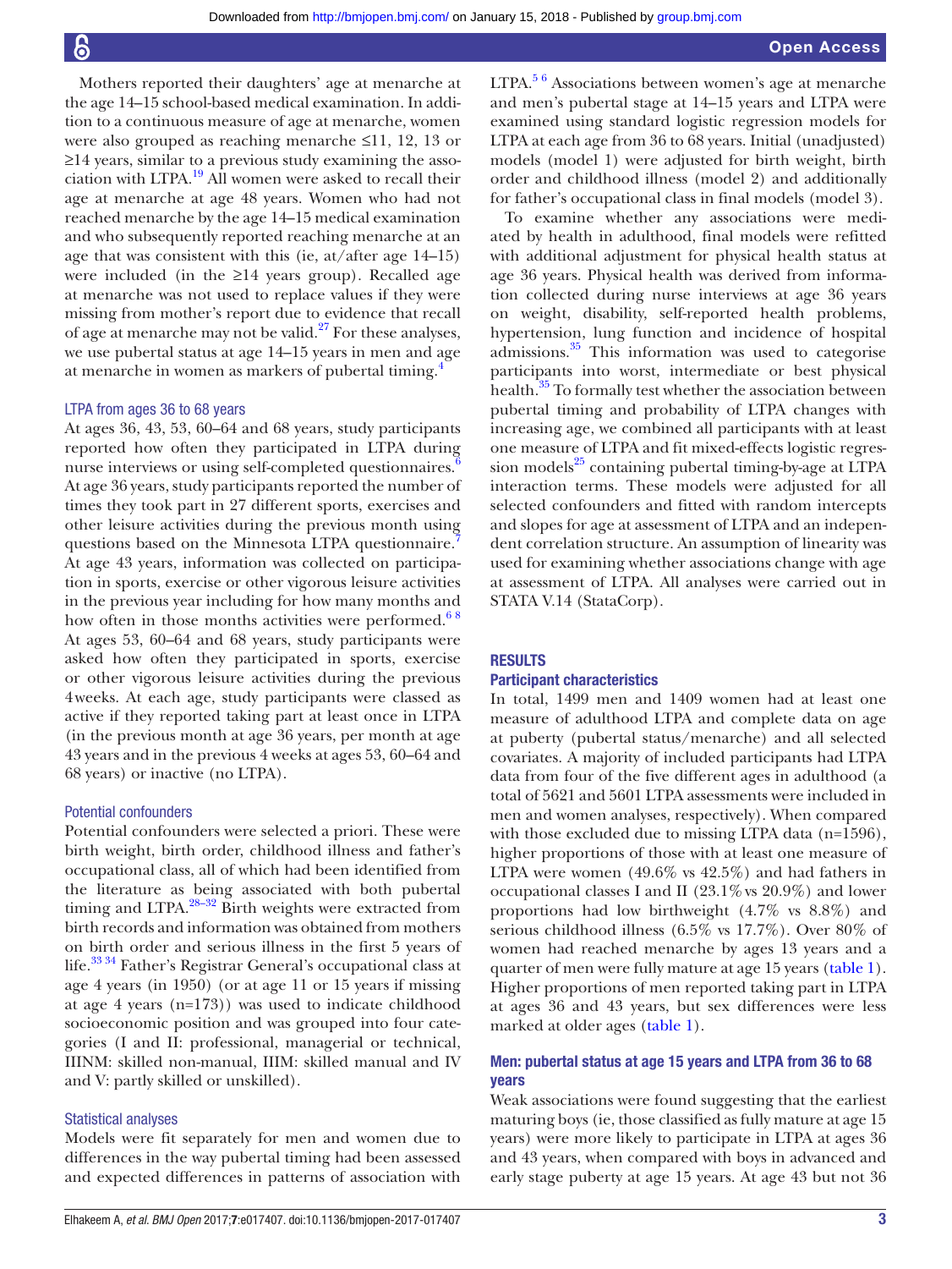Mothers reported their daughters' age at menarche at the age 14–15 school-based medical examination. In addition to a continuous measure of age at menarche, women were also grouped as reaching menarche ≤11, 12, 13 or ≥14 years, similar to a previous study examining the association with LTPA.[19] All women were asked to recall their age at menarche at age 48 years. Women who had not reached menarche by the age 14–15 medical examination and who subsequently reported reaching menarche at an age that was consistent with this (ie, at/after age 14–15) were included (in the ≥14 years group). Recalled age at menarche was not used to replace values if they were missing from mother's report due to evidence that recall of age at menarche may not be valid.[27] For these analyses, we use pubertal status at age 14–15 years in men and age at menarche in women as markers of pubertal timing.[4]

### LTPA from ages 36 to 68 years

At ages 36, 43, 53, 60–64 and 68 years, study participants reported how often they participated in LTPA during nurse interviews or using self-completed questionnaires.[6] At age 36 years, study participants reported the number of times they took part in 27 different sports, exercises and other leisure activities during the previous month using questions based on the Minnesota LTPA questionnaire.[7] At age 43 years, information was collected on participation in sports, exercise or other vigorous leisure activities in the previous year including for how many months and how often in those months activities were performed.[6,8] At ages 53, 60–64 and 68 years, study participants were asked how often they participated in sports, exercise or other vigorous leisure activities during the previous 4 weeks. At each age, study participants were classed as active if they reported taking part at least once in LTPA (in the previous month at age 36 years, per month at age 43 years and in the previous 4 weeks at ages 53, 60–64 and 68 years) or inactive (no LTPA).

### Potential confounders

Potential confounders were selected a priori. These were birth weight, birth order, childhood illness and father's occupational class, all of which had been identified from the literature as being associated with both pubertal timing and LTPA.[28–32] Birth weights were extracted from birth records and information was obtained from mothers on birth order and serious illness in the first 5 years of life.[33,34] Father's Registrar General's occupational class at age 4 years (in 1950) (or at age 11 or 15 years if missing at age 4 years (n=173)) was used to indicate childhood socioeconomic position and was grouped into four categories (I and II: professional, managerial or technical, IIINM: skilled non-manual, IIIM: skilled manual and IV and V: partly skilled or unskilled).

### Statistical analyses

Models were fit separately for men and women due to differences in the way pubertal timing had been assessed and expected differences in patterns of association with LTPA.[5,6] Associations between women's age at menarche and men's pubertal stage at 14–15 years and LTPA were examined using standard logistic regression models for LTPA at each age from 36 to 68 years. Initial (unadjusted) models (model 1) were adjusted for birth weight, birth order and childhood illness (model 2) and additionally for father's occupational class in final models (model 3).

To examine whether any associations were mediated by health in adulthood, final models were refitted with additional adjustment for physical health status at age 36 years. Physical health was derived from information collected during nurse interviews at age 36 years on weight, disability, self-reported health problems, hypertension, lung function and incidence of hospital admissions.[35] This information was used to categorise participants into worst, intermediate or best physical health.[35] To formally test whether the association between pubertal timing and probability of LTPA changes with increasing age, we combined all participants with at least one measure of LTPA and fit mixed-effects logistic regression models[25] containing pubertal timing-by-age at LTPA interaction terms. These models were adjusted for all selected confounders and fitted with random intercepts and slopes for age at assessment of LTPA and an independent correlation structure. An assumption of linearity was used for examining whether associations change with age at assessment of LTPA. All analyses were carried out in STATA V.14 (StataCorp).

## RESULTS

### Participant characteristics

In total, 1499 men and 1409 women had at least one measure of adulthood LTPA and complete data on age at puberty (pubertal status/menarche) and all selected covariates. A majority of included participants had LTPA data from four of the five different ages in adulthood (a total of 5621 and 5601 LTPA assessments were included in men and women analyses, respectively). When compared with those excluded due to missing LTPA data (n=1596), higher proportions of those with at least one measure of LTPA were women (49.6% vs 42.5%) and had fathers in occupational classes I and II (23.1% vs 20.9%) and lower proportions had low birthweight (4.7% vs 8.8%) and serious childhood illness (6.5% vs 17.7%). Over 80% of women had reached menarche by ages 13 years and a quarter of men were fully mature at age 15 years (table 1). Higher proportions of men reported taking part in LTPA at ages 36 and 43 years, but sex differences were less marked at older ages (table 1).

### Men: pubertal status at age 15 years and LTPA from 36 to 68 years

Weak associations were found suggesting that the earliest maturing boys (ie, those classified as fully mature at age 15 years) were more likely to participate in LTPA at ages 36 and 43 years, when compared with boys in advanced and early stage puberty at age 15 years. At age 43 but not 36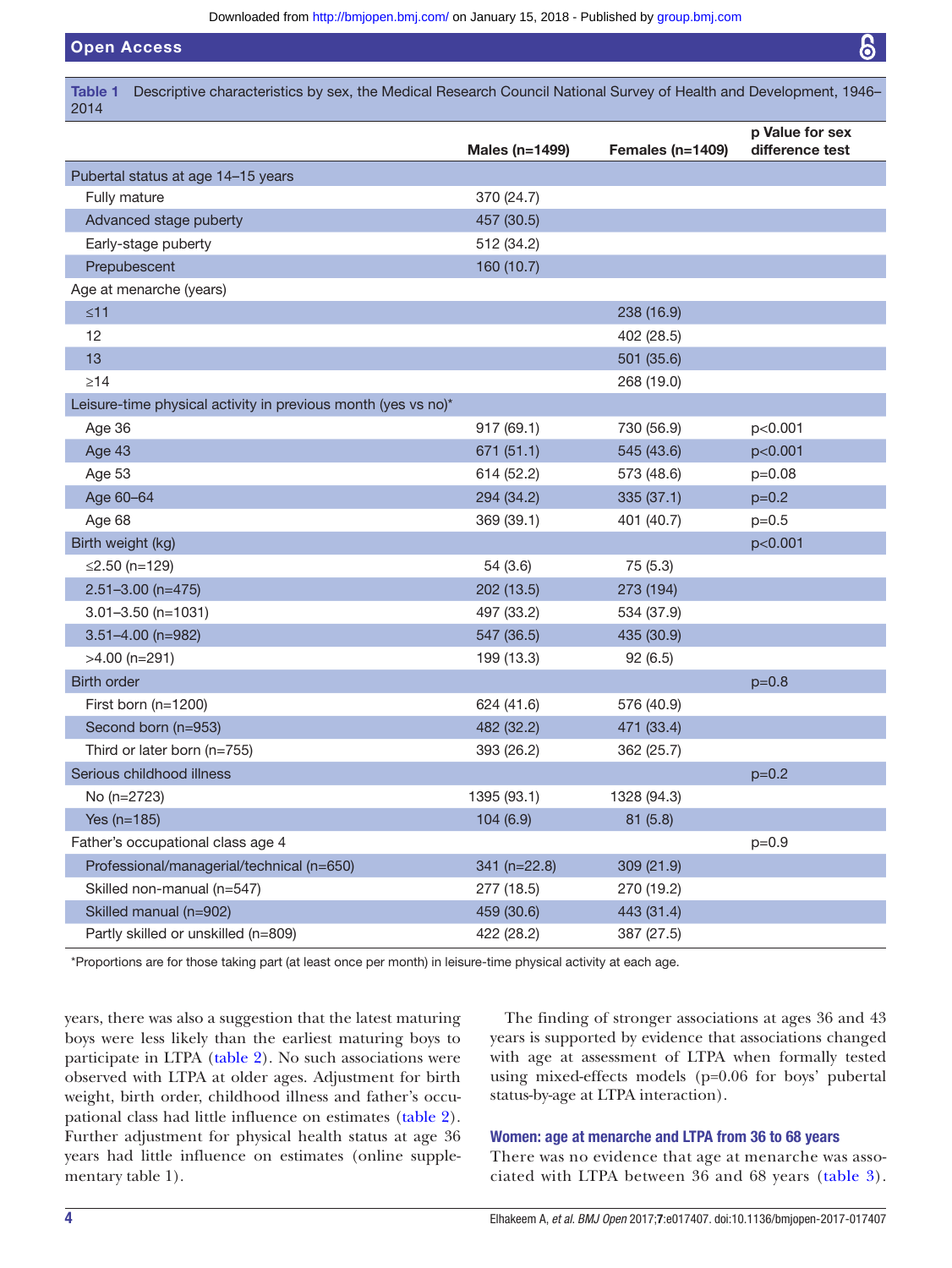**Table 1** Descriptive characteristics by sex, the Medical Research Council National Survey of Health and Development, 1946–2014

| | Males (n=1499) | Females (n=1409) | p Value for sex difference test |
|---|---|---|---|
| Pubertal status at age 14–15 years | | | |
| Fully mature | 370 (24.7) | | |
| Advanced stage puberty | 457 (30.5) | | |
| Early-stage puberty | 512 (34.2) | | |
| Prepubescent | 160 (10.7) | | |
| Age at menarche (years) | | | |
| ≤11 | | 238 (16.9) | |
| 12 | | 402 (28.5) | |
| 13 | | 501 (35.6) | |
| ≥14 | | 268 (19.0) | |
| Leisure-time physical activity in previous month (yes vs no)* | | | |
| Age 36 | 917 (69.1) | 730 (56.9) | p<0.001 |
| Age 43 | 671 (51.1) | 545 (43.6) | p<0.001 |
| Age 53 | 614 (52.2) | 573 (48.6) | p=0.08 |
| Age 60–64 | 294 (34.2) | 335 (37.1) | p=0.2 |
| Age 68 | 369 (39.1) | 401 (40.7) | p=0.5 |
| Birth weight (kg) | | | p<0.001 |
| ≤2.50 (n=129) | 54 (3.6) | 75 (5.3) | |
| 2.51–3.00 (n=475) | 202 (13.5) | 273 (194) | |
| 3.01–3.50 (n=1031) | 497 (33.2) | 534 (37.9) | |
| 3.51–4.00 (n=982) | 547 (36.5) | 435 (30.9) | |
| >4.00 (n=291) | 199 (13.3) | 92 (6.5) | |
| Birth order | | | p=0.8 |
| First born (n=1200) | 624 (41.6) | 576 (40.9) | |
| Second born (n=953) | 482 (32.2) | 471 (33.4) | |
| Third or later born (n=755) | 393 (26.2) | 362 (25.7) | |
| Serious childhood illness | | | p=0.2 |
| No (n=2723) | 1395 (93.1) | 1328 (94.3) | |
| Yes (n=185) | 104 (6.9) | 81 (5.8) | |
| Father's occupational class age 4 | | | p=0.9 |
| Professional/managerial/technical (n=650) | 341 (n=22.8) | 309 (21.9) | |
| Skilled non-manual (n=547) | 277 (18.5) | 270 (19.2) | |
| Skilled manual (n=902) | 459 (30.6) | 443 (31.4) | |
| Partly skilled or unskilled (n=809) | 422 (28.2) | 387 (27.5) | |

*Proportions are for those taking part (at least once per month) in leisure-time physical activity at each age.

years, there was also a suggestion that the latest maturing boys were less likely than the earliest maturing boys to participate in LTPA (table 2). No such associations were observed with LTPA at older ages. Adjustment for birth weight, birth order, childhood illness and father's occupational class had little influence on estimates (table 2). Further adjustment for physical health status at age 36 years had little influence on estimates (online supplementary table 1).

The finding of stronger associations at ages 36 and 43 years is supported by evidence that associations changed with age at assessment of LTPA when formally tested using mixed-effects models (p=0.06 for boys' pubertal status-by-age at LTPA interaction).

### Women: age at menarche and LTPA from 36 to 68 years

There was no evidence that age at menarche was associated with LTPA between 36 and 68 years (table 3).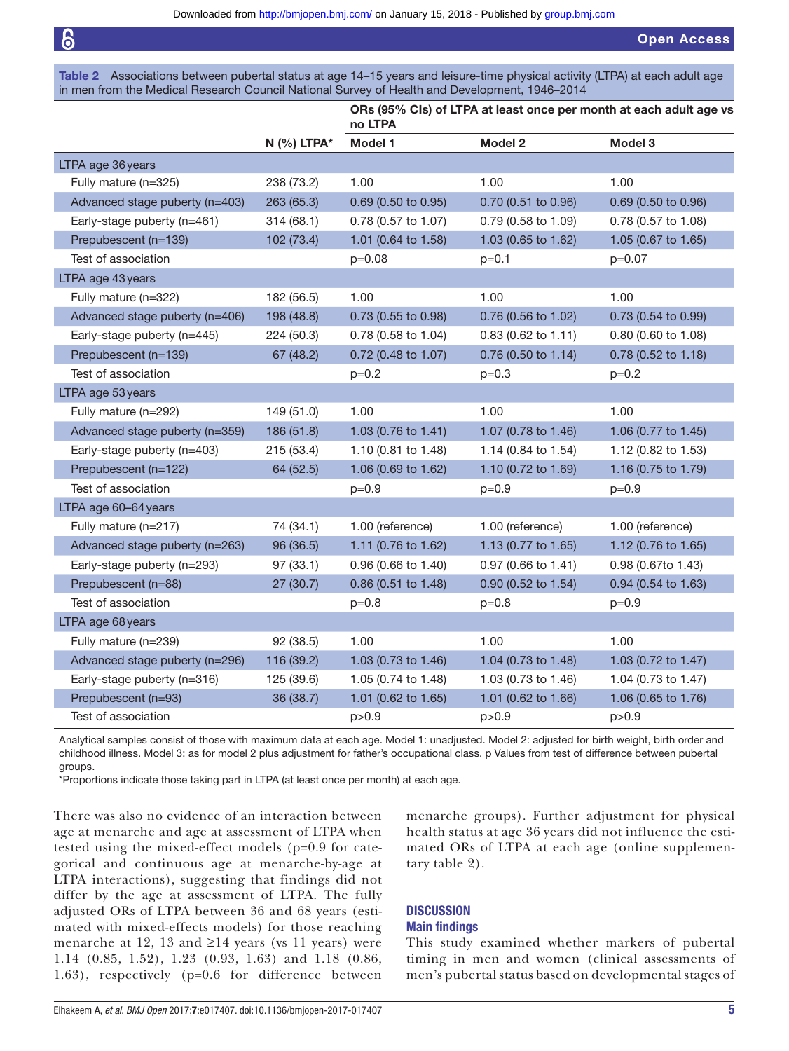**Table 2** Associations between pubertal status at age 14–15 years and leisure-time physical activity (LTPA) at each adult age in men from the Medical Research Council National Survey of Health and Development, 1946–2014

| | N (%) LTPA* | ORs (95% CIs) of LTPA at least once per month at each adult age vs no LTPA | | |
|---|---|---|---|---|
| | | Model 1 | Model 2 | Model 3 |
| **LTPA age 36 years** | | | | |
| Fully mature (n=325) | 238 (73.2) | 1.00 | 1.00 | 1.00 |
| Advanced stage puberty (n=403) | 263 (65.3) | 0.69 (0.50 to 0.95) | 0.70 (0.51 to 0.96) | 0.69 (0.50 to 0.96) |
| Early-stage puberty (n=461) | 314 (68.1) | 0.78 (0.57 to 1.07) | 0.79 (0.58 to 1.09) | 0.78 (0.57 to 1.08) |
| Prepubescent (n=139) | 102 (73.4) | 1.01 (0.64 to 1.58) | 1.03 (0.65 to 1.62) | 1.05 (0.67 to 1.65) |
| Test of association | | p=0.08 | p=0.1 | p=0.07 |
| **LTPA age 43 years** | | | | |
| Fully mature (n=322) | 182 (56.5) | 1.00 | 1.00 | 1.00 |
| Advanced stage puberty (n=406) | 198 (48.8) | 0.73 (0.55 to 0.98) | 0.76 (0.56 to 1.02) | 0.73 (0.54 to 0.99) |
| Early-stage puberty (n=445) | 224 (50.3) | 0.78 (0.58 to 1.04) | 0.83 (0.62 to 1.11) | 0.80 (0.60 to 1.08) |
| Prepubescent (n=139) | 67 (48.2) | 0.72 (0.48 to 1.07) | 0.76 (0.50 to 1.14) | 0.78 (0.52 to 1.18) |
| Test of association | | p=0.2 | p=0.3 | p=0.2 |
| **LTPA age 53 years** | | | | |
| Fully mature (n=292) | 149 (51.0) | 1.00 | 1.00 | 1.00 |
| Advanced stage puberty (n=359) | 186 (51.8) | 1.03 (0.76 to 1.41) | 1.07 (0.78 to 1.46) | 1.06 (0.77 to 1.45) |
| Early-stage puberty (n=403) | 215 (53.4) | 1.10 (0.81 to 1.48) | 1.14 (0.84 to 1.54) | 1.12 (0.82 to 1.53) |
| Prepubescent (n=122) | 64 (52.5) | 1.06 (0.69 to 1.62) | 1.10 (0.72 to 1.69) | 1.16 (0.75 to 1.79) |
| Test of association | | p=0.9 | p=0.9 | p=0.9 |
| **LTPA age 60–64 years** | | | | |
| Fully mature (n=217) | 74 (34.1) | 1.00 (reference) | 1.00 (reference) | 1.00 (reference) |
| Advanced stage puberty (n=263) | 96 (36.5) | 1.11 (0.76 to 1.62) | 1.13 (0.77 to 1.65) | 1.12 (0.76 to 1.65) |
| Early-stage puberty (n=293) | 97 (33.1) | 0.96 (0.66 to 1.40) | 0.97 (0.66 to 1.41) | 0.98 (0.67to 1.43) |
| Prepubescent (n=88) | 27 (30.7) | 0.86 (0.51 to 1.48) | 0.90 (0.52 to 1.54) | 0.94 (0.54 to 1.63) |
| Test of association | | p=0.8 | p=0.8 | p=0.9 |
| **LTPA age 68 years** | | | | |
| Fully mature (n=239) | 92 (38.5) | 1.00 | 1.00 | 1.00 |
| Advanced stage puberty (n=296) | 116 (39.2) | 1.03 (0.73 to 1.46) | 1.04 (0.73 to 1.48) | 1.03 (0.72 to 1.47) |
| Early-stage puberty (n=316) | 125 (39.6) | 1.05 (0.74 to 1.48) | 1.03 (0.73 to 1.46) | 1.04 (0.73 to 1.47) |
| Prepubescent (n=93) | 36 (38.7) | 1.01 (0.62 to 1.65) | 1.01 (0.62 to 1.66) | 1.06 (0.65 to 1.76) |
| Test of association | | p>0.9 | p>0.9 | p>0.9 |

Analytical samples consist of those with maximum data at each age. Model 1: unadjusted. Model 2: adjusted for birth weight, birth order and childhood illness. Model 3: as for model 2 plus adjustment for father's occupational class. p Values from test of difference between pubertal groups.

*Proportions indicate those taking part in LTPA (at least once per month) at each age.

There was also no evidence of an interaction between age at menarche and age at assessment of LTPA when tested using the mixed-effect models (p=0.9 for categorical and continuous age at menarche-by-age at LTPA interactions), suggesting that findings did not differ by the age at assessment of LTPA. The fully adjusted ORs of LTPA between 36 and 68 years (estimated with mixed-effects models) for those reaching menarche at 12, 13 and ≥14 years (vs 11 years) were 1.14 (0.85, 1.52), 1.23 (0.93, 1.63) and 1.18 (0.86, 1.63), respectively (p=0.6 for difference between menarche groups). Further adjustment for physical health status at age 36 years did not influence the estimated ORs of LTPA at each age (online supplementary table 2).

## DISCUSSION

### Main findings

This study examined whether markers of pubertal timing in men and women (clinical assessments of men's pubertal status based on developmental stages of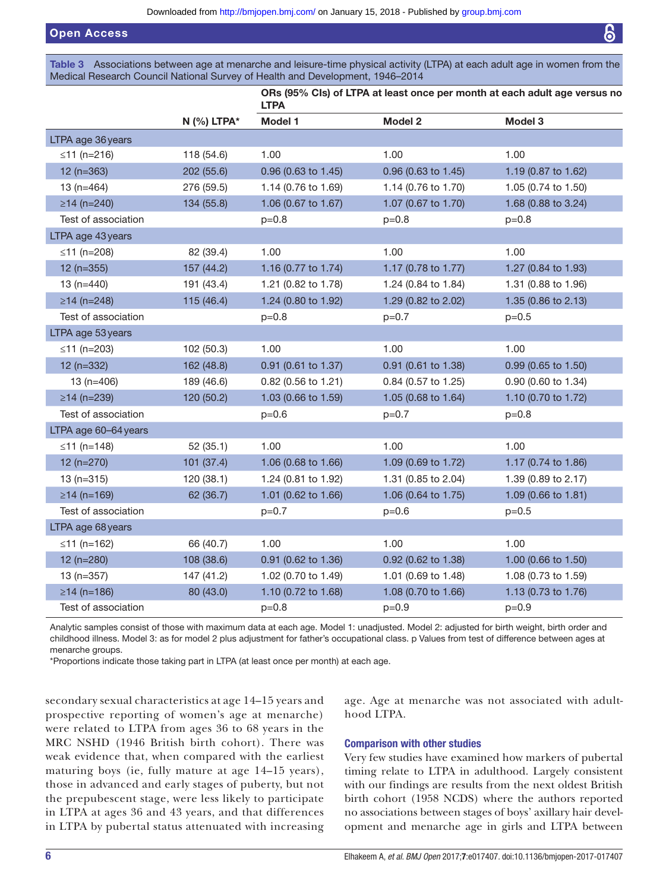**Table 3** Associations between age at menarche and leisure-time physical activity (LTPA) at each adult age in women from the Medical Research Council National Survey of Health and Development, 1946–2014

| | N (%) LTPA* | ORs (95% CIs) of LTPA at least once per month at each adult age versus no LTPA | | |
|---|---|---|---|---|
| | | Model 1 | Model 2 | Model 3 |
| **LTPA age 36 years** | | | | |
| ≤11 (n=216) | 118 (54.6) | 1.00 | 1.00 | 1.00 |
| 12 (n=363) | 202 (55.6) | 0.96 (0.63 to 1.45) | 0.96 (0.63 to 1.45) | 1.19 (0.87 to 1.62) |
| 13 (n=464) | 276 (59.5) | 1.14 (0.76 to 1.69) | 1.14 (0.76 to 1.70) | 1.05 (0.74 to 1.50) |
| ≥14 (n=240) | 134 (55.8) | 1.06 (0.67 to 1.67) | 1.07 (0.67 to 1.70) | 1.68 (0.88 to 3.24) |
| Test of association | | p=0.8 | p=0.8 | p=0.8 |
| **LTPA age 43 years** | | | | |
| ≤11 (n=208) | 82 (39.4) | 1.00 | 1.00 | 1.00 |
| 12 (n=355) | 157 (44.2) | 1.16 (0.77 to 1.74) | 1.17 (0.78 to 1.77) | 1.27 (0.84 to 1.93) |
| 13 (n=440) | 191 (43.4) | 1.21 (0.82 to 1.78) | 1.24 (0.84 to 1.84) | 1.31 (0.88 to 1.96) |
| ≥14 (n=248) | 115 (46.4) | 1.24 (0.80 to 1.92) | 1.29 (0.82 to 2.02) | 1.35 (0.86 to 2.13) |
| Test of association | | p=0.8 | p=0.7 | p=0.5 |
| **LTPA age 53 years** | | | | |
| ≤11 (n=203) | 102 (50.3) | 1.00 | 1.00 | 1.00 |
| 12 (n=332) | 162 (48.8) | 0.91 (0.61 to 1.37) | 0.91 (0.61 to 1.38) | 0.99 (0.65 to 1.50) |
| 13 (n=406) | 189 (46.6) | 0.82 (0.56 to 1.21) | 0.84 (0.57 to 1.25) | 0.90 (0.60 to 1.34) |
| ≥14 (n=239) | 120 (50.2) | 1.03 (0.66 to 1.59) | 1.05 (0.68 to 1.64) | 1.10 (0.70 to 1.72) |
| Test of association | | p=0.6 | p=0.7 | p=0.8 |
| **LTPA age 60–64 years** | | | | |
| ≤11 (n=148) | 52 (35.1) | 1.00 | 1.00 | 1.00 |
| 12 (n=270) | 101 (37.4) | 1.06 (0.68 to 1.66) | 1.09 (0.69 to 1.72) | 1.17 (0.74 to 1.86) |
| 13 (n=315) | 120 (38.1) | 1.24 (0.81 to 1.92) | 1.31 (0.85 to 2.04) | 1.39 (0.89 to 2.17) |
| ≥14 (n=169) | 62 (36.7) | 1.01 (0.62 to 1.66) | 1.06 (0.64 to 1.75) | 1.09 (0.66 to 1.81) |
| Test of association | | p=0.7 | p=0.6 | p=0.5 |
| **LTPA age 68 years** | | | | |
| ≤11 (n=162) | 66 (40.7) | 1.00 | 1.00 | 1.00 |
| 12 (n=280) | 108 (38.6) | 0.91 (0.62 to 1.36) | 0.92 (0.62 to 1.38) | 1.00 (0.66 to 1.50) |
| 13 (n=357) | 147 (41.2) | 1.02 (0.70 to 1.49) | 1.01 (0.69 to 1.48) | 1.08 (0.73 to 1.59) |
| ≥14 (n=186) | 80 (43.0) | 1.10 (0.72 to 1.68) | 1.08 (0.70 to 1.66) | 1.13 (0.73 to 1.76) |
| Test of association | | p=0.8 | p=0.9 | p=0.9 |

Analytic samples consist of those with maximum data at each age. Model 1: unadjusted. Model 2: adjusted for birth weight, birth order and childhood illness. Model 3: as for model 2 plus adjustment for father's occupational class. p Values from test of difference between ages at menarche groups.

*Proportions indicate those taking part in LTPA (at least once per month) at each age.

secondary sexual characteristics at age 14–15 years and prospective reporting of women's age at menarche) were related to LTPA from ages 36 to 68 years in the MRC NSHD (1946 British birth cohort). There was weak evidence that, when compared with the earliest maturing boys (ie, fully mature at age 14–15 years), those in advanced and early stages of puberty, but not the prepubescent stage, were less likely to participate in LTPA at ages 36 and 43 years, and that differences in LTPA by pubertal status attenuated with increasing age. Age at menarche was not associated with adulthood LTPA.

### Comparison with other studies

Very few studies have examined how markers of pubertal timing relate to LTPA in adulthood. Largely consistent with our findings are results from the next oldest British birth cohort (1958 NCDS) where the authors reported no associations between stages of boys' axillary hair development and menarche age in girls and LTPA between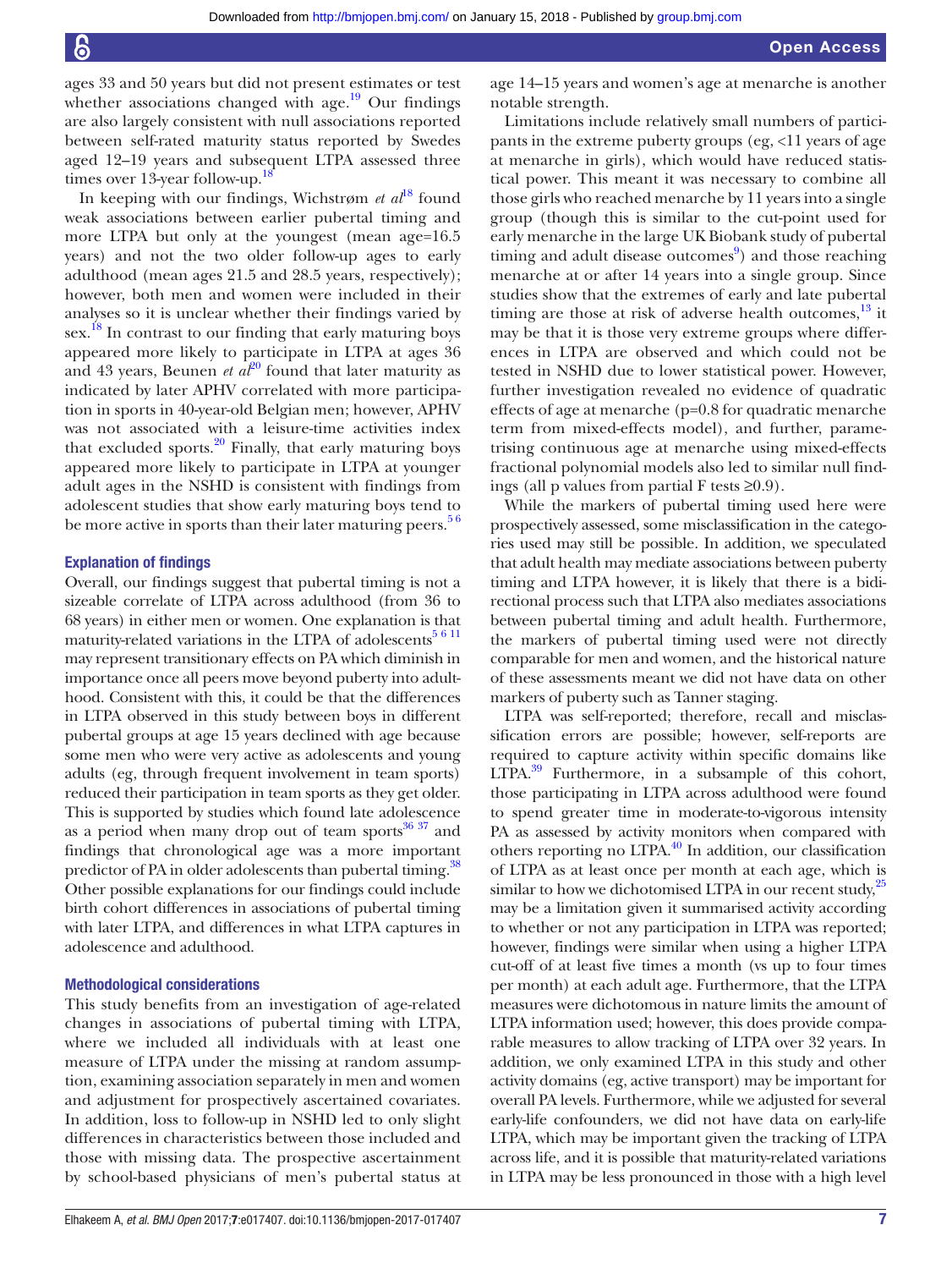ages 33 and 50 years but did not present estimates or test whether associations changed with age.[19] Our findings are also largely consistent with null associations reported between self-rated maturity status reported by Swedes aged 12–19 years and subsequent LTPA assessed three times over 13-year follow-up.[18]

In keeping with our findings, Wichstrøm *et al*[18] found weak associations between earlier pubertal timing and more LTPA but only at the youngest (mean age=16.5 years) and not the two older follow-up ages to early adulthood (mean ages 21.5 and 28.5 years, respectively); however, both men and women were included in their analyses so it is unclear whether their findings varied by sex.[18] In contrast to our finding that early maturing boys appeared more likely to participate in LTPA at ages 36 and 43 years, Beunen *et al*[20] found that later maturity as indicated by later APHV correlated with more participation in sports in 40-year-old Belgian men; however, APHV was not associated with a leisure-time activities index that excluded sports.[20] Finally, that early maturing boys appeared more likely to participate in LTPA at younger adult ages in the NSHD is consistent with findings from adolescent studies that show early maturing boys tend to be more active in sports than their later maturing peers.[5,6]

### Explanation of findings

Overall, our findings suggest that pubertal timing is not a sizeable correlate of LTPA across adulthood (from 36 to 68 years) in either men or women. One explanation is that maturity-related variations in the LTPA of adolescents[5,6,11] may represent transitionary effects on PA which diminish in importance once all peers move beyond puberty into adulthood. Consistent with this, it could be that the differences in LTPA observed in this study between boys in different pubertal groups at age 15 years declined with age because some men who were very active as adolescents and young adults (eg, through frequent involvement in team sports) reduced their participation in team sports as they get older. This is supported by studies which found late adolescence as a period when many drop out of team sports[36,37] and findings that chronological age was a more important predictor of PA in older adolescents than pubertal timing.[38] Other possible explanations for our findings could include birth cohort differences in associations of pubertal timing with later LTPA, and differences in what LTPA captures in adolescence and adulthood.

### Methodological considerations

This study benefits from an investigation of age-related changes in associations of pubertal timing with LTPA, where we included all individuals with at least one measure of LTPA under the missing at random assumption, examining association separately in men and women and adjustment for prospectively ascertained covariates. In addition, loss to follow-up in NSHD led to only slight differences in characteristics between those included and those with missing data. The prospective ascertainment by school-based physicians of men's pubertal status at age 14–15 years and women's age at menarche is another notable strength.

Limitations include relatively small numbers of participants in the extreme puberty groups (eg, <11 years of age at menarche in girls), which would have reduced statistical power. This meant it was necessary to combine all those girls who reached menarche by 11 years into a single group (though this is similar to the cut-point used for early menarche in the large UK Biobank study of pubertal timing and adult disease outcomes[9]) and those reaching menarche at or after 14 years into a single group. Since studies show that the extremes of early and late pubertal timing are those at risk of adverse health outcomes,[13] it may be that it is those very extreme groups where differences in LTPA are observed and which could not be tested in NSHD due to lower statistical power. However, further investigation revealed no evidence of quadratic effects of age at menarche (p=0.8 for quadratic menarche term from mixed-effects model), and further, parametrising continuous age at menarche using mixed-effects fractional polynomial models also led to similar null findings (all p values from partial F tests ≥0.9).

While the markers of pubertal timing used here were prospectively assessed, some misclassification in the categories used may still be possible. In addition, we speculated that adult health may mediate associations between puberty timing and LTPA however, it is likely that there is a bidirectional process such that LTPA also mediates associations between pubertal timing and adult health. Furthermore, the markers of pubertal timing used were not directly comparable for men and women, and the historical nature of these assessments meant we did not have data on other markers of puberty such as Tanner staging.

LTPA was self-reported; therefore, recall and misclassification errors are possible; however, self-reports are required to capture activity within specific domains like LTPA.[39] Furthermore, in a subsample of this cohort, those participating in LTPA across adulthood were found to spend greater time in moderate-to-vigorous intensity PA as assessed by activity monitors when compared with others reporting no LTPA.[40] In addition, our classification of LTPA as at least once per month at each age, which is similar to how we dichotomised LTPA in our recent study,[25] may be a limitation given it summarised activity according to whether or not any participation in LTPA was reported; however, findings were similar when using a higher LTPA cut-off of at least five times a month (vs up to four times per month) at each adult age. Furthermore, that the LTPA measures were dichotomous in nature limits the amount of LTPA information used; however, this does provide comparable measures to allow tracking of LTPA over 32 years. In addition, we only examined LTPA in this study and other activity domains (eg, active transport) may be important for overall PA levels. Furthermore, while we adjusted for several early-life confounders, we did not have data on early-life LTPA, which may be important given the tracking of LTPA across life, and it is possible that maturity-related variations in LTPA may be less pronounced in those with a high level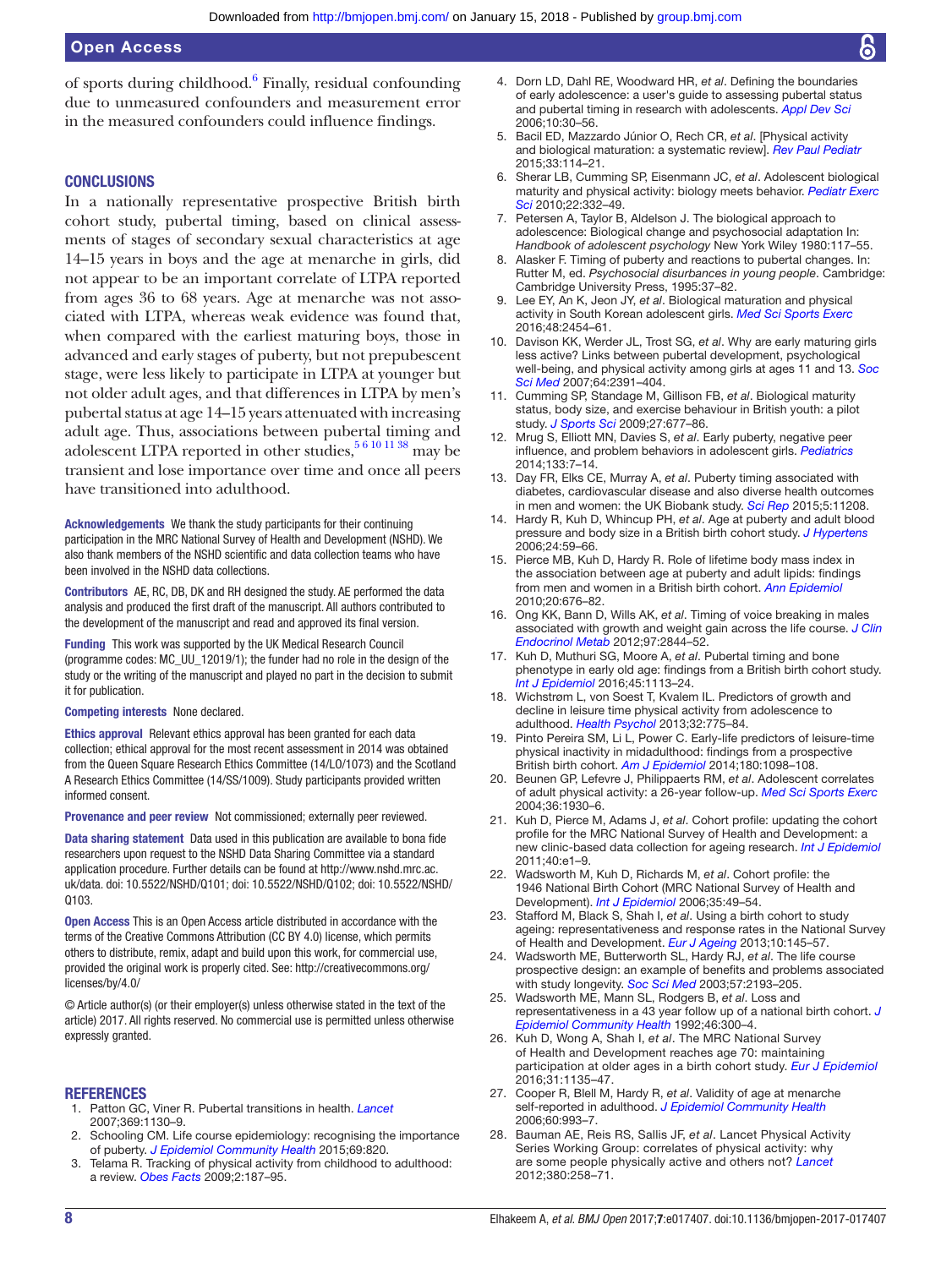of sports during childhood.[6] Finally, residual confounding due to unmeasured confounders and measurement error in the measured confounders could influence findings.

## CONCLUSIONS

In a nationally representative prospective British birth cohort study, pubertal timing, based on clinical assessments of stages of secondary sexual characteristics at age 14–15 years in boys and the age at menarche in girls, did not appear to be an important correlate of LTPA reported from ages 36 to 68 years. Age at menarche was not associated with LTPA, whereas weak evidence was found that, when compared with the earliest maturing boys, those in advanced and early stages of puberty, but not prepubescent stage, were less likely to participate in LTPA at younger but not older adult ages, and that differences in LTPA by men's pubertal status at age 14–15 years attenuated with increasing adult age. Thus, associations between pubertal timing and adolescent LTPA reported in other studies,[5 6 10 11 38] may be transient and lose importance over time and once all peers have transitioned into adulthood.

**Acknowledgements** We thank the study participants for their continuing participation in the MRC National Survey of Health and Development (NSHD). We also thank members of the NSHD scientific and data collection teams who have been involved in the NSHD data collections.

**Contributors** AE, RC, DB, DK and RH designed the study. AE performed the data analysis and produced the first draft of the manuscript. All authors contributed to the development of the manuscript and read and approved its final version.

**Funding** This work was supported by the UK Medical Research Council (programme codes: MC_UU_12019/1); the funder had no role in the design of the study or the writing of the manuscript and played no part in the decision to submit it for publication.

**Competing interests** None declared.

**Ethics approval** Relevant ethics approval has been granted for each data collection; ethical approval for the most recent assessment in 2014 was obtained from the Queen Square Research Ethics Committee (14/LO/1073) and the Scotland A Research Ethics Committee (14/SS/1009). Study participants provided written informed consent.

**Provenance and peer review** Not commissioned; externally peer reviewed.

**Data sharing statement** Data used in this publication are available to bona fide researchers upon request to the NSHD Data Sharing Committee via a standard application procedure. Further details can be found at http://www.nshd.mrc.ac.uk/data. doi: 10.5522/NSHD/Q101; doi: 10.5522/NSHD/Q102; doi: 10.5522/NSHD/Q103.

**Open Access** This is an Open Access article distributed in accordance with the terms of the Creative Commons Attribution (CC BY 4.0) license, which permits others to distribute, remix, adapt and build upon this work, for commercial use, provided the original work is properly cited. See: http://creativecommons.org/licenses/by/4.0/

© Article author(s) (or their employer(s) unless otherwise stated in the text of the article) 2017. All rights reserved. No commercial use is permitted unless otherwise expressly granted.

## REFERENCES

1. Patton GC, Viner R. Pubertal transitions in health. *Lancet* 2007;369:1130–9.
2. Schooling CM. Life course epidemiology: recognising the importance of puberty. *J Epidemiol Community Health* 2015;69:820.
3. Telama R. Tracking of physical activity from childhood to adulthood: a review. *Obes Facts* 2009;2:187–95.
4. Dorn LD, Dahl RE, Woodward HR, *et al*. Defining the boundaries of early adolescence: a user's guide to assessing pubertal status and pubertal timing in research with adolescents. *Appl Dev Sci* 2006;10:30–56.
5. Bacil ED, Mazzardo Júnior O, Rech CR, *et al*. [Physical activity and biological maturation: a systematic review]. *Rev Paul Pediatr* 2015;33:114–21.
6. Sherar LB, Cumming SP, Eisenmann JC, *et al*. Adolescent biological maturity and physical activity: biology meets behavior. *Pediatr Exerc Sci* 2010;22:332–49.
7. Petersen A, Taylor B, Aldelson J. The biological approach to adolescence: Biological change and psychosocial adaptation In: *Handbook of adolescent psychology* New York Wiley 1980:117–55.
8. Alasker F. Timing of puberty and reactions to pubertal changes. In: Rutter M, ed. *Psychosocial disburances in young people*. Cambridge: Cambridge University Press, 1995:37–82.
9. Lee EY, An K, Jeon JY, *et al*. Biological maturation and physical activity in South Korean adolescent girls. *Med Sci Sports Exerc* 2016;48:2454–61.
10. Davison KK, Werder JL, Trost SG, *et al*. Why are early maturing girls less active? Links between pubertal development, psychological well-being, and physical activity among girls at ages 11 and 13. *Soc Sci Med* 2007;64:2391–404.
11. Cumming SP, Standage M, Gillison FB, *et al*. Biological maturity status, body size, and exercise behaviour in British youth: a pilot study. *J Sports Sci* 2009;27:677–86.
12. Mrug S, Elliott MN, Davies S, *et al*. Early puberty, negative peer influence, and problem behaviors in adolescent girls. *Pediatrics* 2014;133:7–14.
13. Day FR, Elks CE, Murray A, *et al*. Puberty timing associated with diabetes, cardiovascular disease and also diverse health outcomes in men and women: the UK Biobank study. *Sci Rep* 2015;5:11208.
14. Hardy R, Kuh D, Whincup PH, *et al*. Age at puberty and adult blood pressure and body size in a British birth cohort study. *J Hypertens* 2006;24:59–66.
15. Pierce MB, Kuh D, Hardy R. Role of lifetime body mass index in the association between age at puberty and adult lipids: findings from men and women in a British birth cohort. *Ann Epidemiol* 2010;20:676–82.
16. Ong KK, Bann D, Wills AK, *et al*. Timing of voice breaking in males associated with growth and weight gain across the life course. *J Clin Endocrinol Metab* 2012;97:2844–52.
17. Kuh D, Muthuri SG, Moore A, *et al*. Pubertal timing and bone phenotype in early old age: findings from a British birth cohort study. *Int J Epidemiol* 2016;45:1113–24.
18. Wichstrøm L, von Soest T, Kvalem IL. Predictors of growth and decline in leisure time physical activity from adolescence to adulthood. *Health Psychol* 2013;32:775–84.
19. Pinto Pereira SM, Li L, Power C. Early-life predictors of leisure-time physical inactivity in midadulthood: findings from a prospective British birth cohort. *Am J Epidemiol* 2014;180:1098–108.
20. Beunen GP, Lefevre J, Philippaerts RM, *et al*. Adolescent correlates of adult physical activity: a 26-year follow-up. *Med Sci Sports Exerc* 2004;36:1930–6.
21. Kuh D, Pierce M, Adams J, *et al*. Cohort profile: updating the cohort profile for the MRC National Survey of Health and Development: a new clinic-based data collection for ageing research. *Int J Epidemiol* 2011;40:e1–9.
22. Wadsworth M, Kuh D, Richards M, *et al*. Cohort profile: the 1946 National Birth Cohort (MRC National Survey of Health and Development). *Int J Epidemiol* 2006;35:49–54.
23. Stafford M, Black S, Shah I, *et al*. Using a birth cohort to study ageing: representativeness and response rates in the National Survey of Health and Development. *Eur J Ageing* 2013;10:145–57.
24. Wadsworth ME, Butterworth SL, Hardy RJ, *et al*. The life course prospective design: an example of benefits and problems associated with study longevity. *Soc Sci Med* 2003;57:2193–205.
25. Wadsworth ME, Mann SL, Rodgers B, *et al*. Loss and representativeness in a 43 year follow up of a national birth cohort. *J Epidemiol Community Health* 1992;46:300–4.
26. Kuh D, Wong A, Shah I, *et al*. The MRC National Survey of Health and Development reaches age 70: maintaining participation at older ages in a birth cohort study. *Eur J Epidemiol* 2016;31:1135–47.
27. Cooper R, Blell M, Hardy R, *et al*. Validity of age at menarche self-reported in adulthood. *J Epidemiol Community Health* 2006;60:993–7.
28. Bauman AE, Reis RS, Sallis JF, *et al*. Lancet Physical Activity Series Working Group: correlates of physical activity: why are some people physically active and others not? *Lancet* 2012;380:258–71.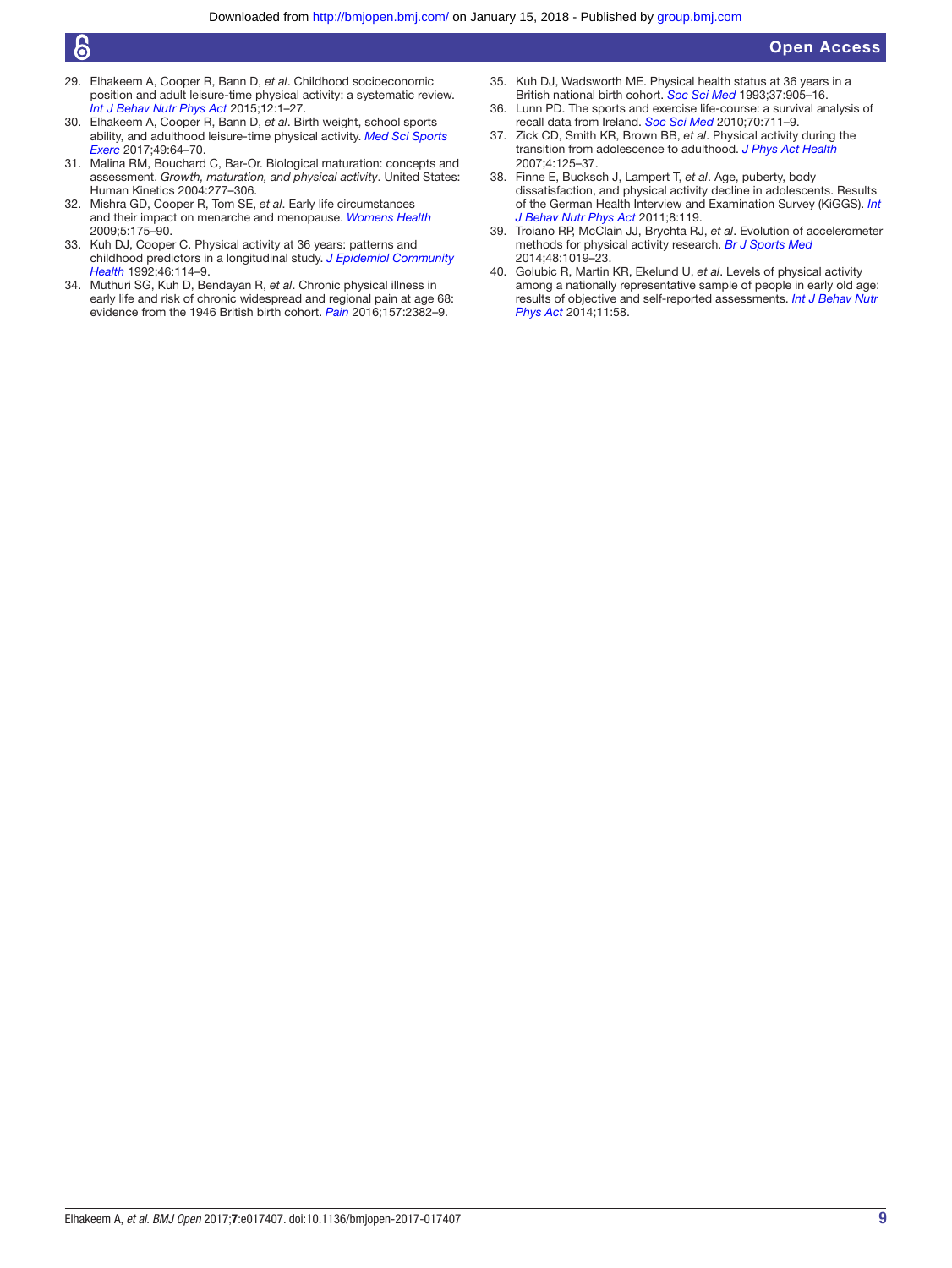29. Elhakeem A, Cooper R, Bann D, *et al*. Childhood socioeconomic position and adult leisure-time physical activity: a systematic review. *Int J Behav Nutr Phys Act* 2015;12:1–27.
30. Elhakeem A, Cooper R, Bann D, *et al*. Birth weight, school sports ability, and adulthood leisure-time physical activity. *Med Sci Sports Exerc* 2017;49:64–70.
31. Malina RM, Bouchard C, Bar-Or. Biological maturation: concepts and assessment. *Growth, maturation, and physical activity*. United States: Human Kinetics 2004:277–306.
32. Mishra GD, Cooper R, Tom SE, *et al*. Early life circumstances and their impact on menarche and menopause. *Womens Health* 2009;5:175–90.
33. Kuh DJ, Cooper C. Physical activity at 36 years: patterns and childhood predictors in a longitudinal study. *J Epidemiol Community Health* 1992;46:114–9.
34. Muthuri SG, Kuh D, Bendayan R, *et al*. Chronic physical illness in early life and risk of chronic widespread and regional pain at age 68: evidence from the 1946 British birth cohort. *Pain* 2016;157:2382–9.
35. Kuh DJ, Wadsworth ME. Physical health status at 36 years in a British national birth cohort. *Soc Sci Med* 1993;37:905–16.
36. Lunn PD. The sports and exercise life-course: a survival analysis of recall data from Ireland. *Soc Sci Med* 2010;70:711–9.
37. Zick CD, Smith KR, Brown BB, *et al*. Physical activity during the transition from adolescence to adulthood. *J Phys Act Health* 2007;4:125–37.
38. Finne E, Bucksch J, Lampert T, *et al*. Age, puberty, body dissatisfaction, and physical activity decline in adolescents. Results of the German Health Interview and Examination Survey (KiGGS). *Int J Behav Nutr Phys Act* 2011;8:119.
39. Troiano RP, McClain JJ, Brychta RJ, *et al*. Evolution of accelerometer methods for physical activity research. *Br J Sports Med* 2014;48:1019–23.
40. Golubic R, Martin KR, Ekelund U, *et al*. Levels of physical activity among a nationally representative sample of people in early old age: results of objective and self-reported assessments. *Int J Behav Nutr Phys Act* 2014;11:58.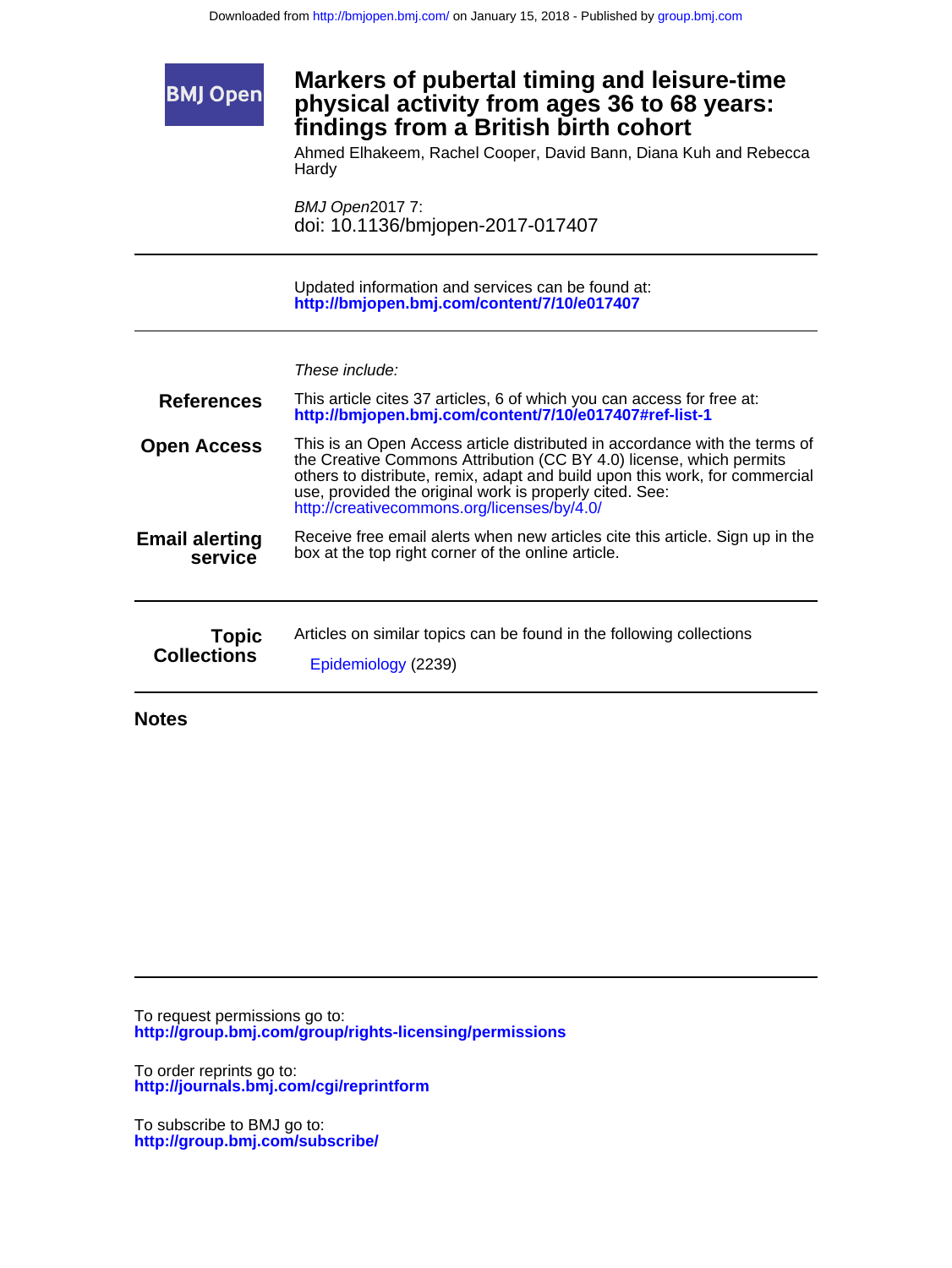# Markers of pubertal timing and leisure-time physical activity from ages 36 to 68 years: findings from a British birth cohort

Ahmed Elhakeem, Rachel Cooper, David Bann, Diana Kuh and Rebecca Hardy

*BMJ Open*2017 7:
doi: 10.1136/bmjopen-2017-017407

Updated information and services can be found at:
**http://bmjopen.bmj.com/content/7/10/e017407**

*These include:*

**References**

This article cites 37 articles, 6 of which you can access for free at:
**http://bmjopen.bmj.com/content/7/10/e017407#ref-list-1**

**Open Access**

This is an Open Access article distributed in accordance with the terms of the Creative Commons Attribution (CC BY 4.0) license, which permits others to distribute, remix, adapt and build upon this work, for commercial use, provided the original work is properly cited. See:
http://creativecommons.org/licenses/by/4.0/

**Email alerting service**

Receive free email alerts when new articles cite this article. Sign up in the box at the top right corner of the online article.

**Topic Collections**

Articles on similar topics can be found in the following collections

Epidemiology (2239)

## Notes

To request permissions go to:
**http://group.bmj.com/group/rights-licensing/permissions**

To order reprints go to:
**http://journals.bmj.com/cgi/reprintform**

To subscribe to BMJ go to:
**http://group.bmj.com/subscribe/**